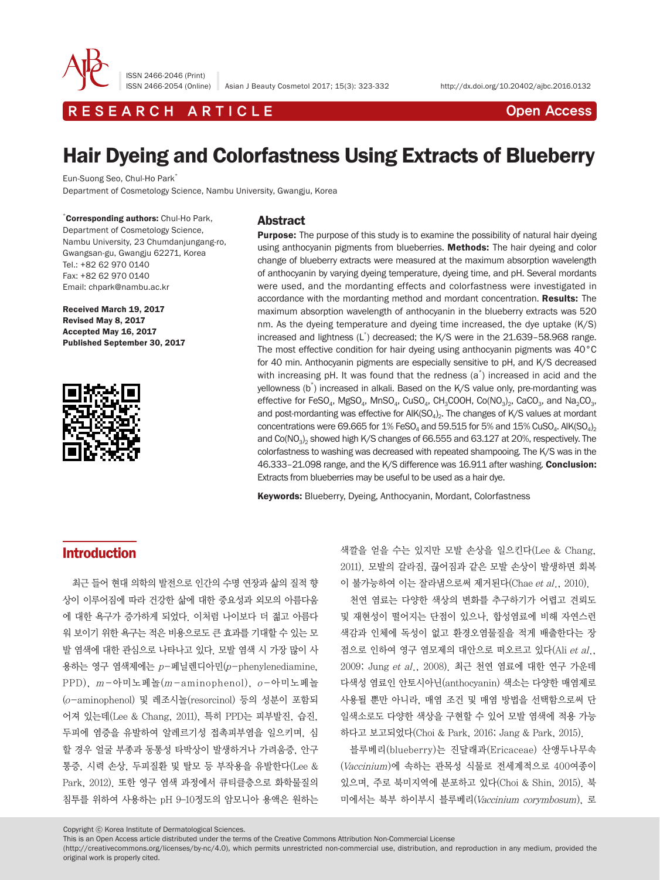RESEARCH ARTICLE

Open Access

# Hair Dyeing and Colorfastness Using Extracts of Blueberry

Eun-Suong Seo, Chul-Ho Park*

Department of Cosmetology Science, Nambu University, Gwangju, Korea

*Corresponding authors: Chul-Ho Park, Department of Cosmetology Science, Nambu University, 23 Chumdanjungang-ro, Gwangsan-gu, Gwangju 62271, Korea
Tel.: +82 62 970 0140
Fax: +82 62 970 0140
Email: chpark@nambu.ac.kr

**Received March 19, 2017**
**Revised May 8, 2017**
**Accepted May 16, 2017**
**Published September 30, 2017**

## Abstract

**Purpose:** The purpose of this study is to examine the possibility of natural hair dyeing using anthocyanin pigments from blueberries. **Methods:** The hair dyeing and color change of blueberry extracts were measured at the maximum absorption wavelength of anthocyanin by varying dyeing temperature, dyeing time, and pH. Several mordants were used, and the mordanting effects and colorfastness were investigated in accordance with the mordanting method and mordant concentration. **Results:** The maximum absorption wavelength of anthocyanin in the blueberry extracts was 520 nm. As the dyeing temperature and dyeing time increased, the dye uptake (K/S) increased and lightness ($L^*$) decreased; the K/S were in the 21.639–58.968 range. The most effective condition for hair dyeing using anthocyanin pigments was 40°C for 40 min. Anthocyanin pigments are especially sensitive to pH, and K/S decreased with increasing pH. It was found that the redness ($a^*$) increased in acid and the yellowness ($b^*$) increased in alkali. Based on the K/S value only, pre-mordanting was effective for $FeSO_4$, $MgSO_4$, $MnSO_4$, $CuSO_4$, $CH_3COOH$, $Co(NO_3)_2$, $CaCO_3$, and $Na_2CO_3$, and post-mordanting was effective for $AlK(SO_4)_2$. The changes of K/S values at mordant concentrations were 69.665 for 1% $FeSO_4$ and 59.515 for 5% and 15% $CuSO_4$. $AlK(SO_4)_2$ and $Co(NO_3)_2$ showed high K/S changes of 66.555 and 63.127 at 20%, respectively. The colorfastness to washing was decreased with repeated shampooing. The K/S was in the 46.333–21.098 range, and the K/S difference was 16.911 after washing. **Conclusion:** Extracts from blueberries may be useful to be used as a hair dye.

**Keywords:** Blueberry, Dyeing, Anthocyanin, Mordant, Colorfastness

## Introduction

최근 들어 현대 의학의 발전으로 인간의 수명 연장과 삶의 질적 향상이 이루어짐에 따라 건강한 삶에 대한 중요성과 외모의 아름다움에 대한 욕구가 증가하게 되었다. 이처럼 나이보다 더 젊고 아름다워 보이기 위한 욕구는 적은 비용으로도 큰 효과를 기대할 수 있는 모발 염색에 대한 관심으로 나타나고 있다. 모발 염색 시 가장 많이 사용하는 영구 염색제에는 *p*-페닐렌디아민(*p*-phenylenediamine, PPD), *m*-아미노페놀(*m*-aminophenol), *o*-아미노페놀(*o*-aminophenol) 및 레조시놀(resorcinol) 등의 성분이 포함되어져 있는데(Lee & Chang, 2011), 특히 PPD는 피부발진, 습진, 두피에 염증을 유발하여 알레르기성 접촉피부염을 일으키며, 심할 경우 얼굴 부종과 동통성 타박상이 발생하거나 가려움증, 안구통증, 시력 손상, 두피질환 및 탈모 등 부작용을 유발한다(Lee & Park, 2012). 또한 영구 염색 과정에서 큐티클층으로 화학물질의 침투를 위하여 사용하는 pH 9–10정도의 암모니아 용액은 원하는 색깔을 얻을 수는 있지만 모발 손상을 일으킨다(Lee & Chang, 2011). 모발의 갈라짐, 끊어짐과 같은 모발 손상이 발생하면 회복이 불가능하여 이는 잘라냄으로써 제거된다(Chae *et al*., 2010).

천연 염료는 다양한 색상의 변화를 추구하기가 어렵고 견뢰도 및 재현성이 떨어지는 단점이 있으나, 합성염료에 비해 자연스런 색감과 인체에 독성이 없고 환경오염물질을 적게 배출한다는 장점으로 인하여 영구 염모제의 대안으로 떠오르고 있다(Ali *et al*., 2009; Jung *et al*., 2008). 최근 천연 염료에 대한 연구 가운데 다색성 염료인 안토시아닌(anthocyanin) 색소는 다양한 매염제로 사용될 뿐만 아니라, 매염 조건 및 매염 방법을 선택함으로써 단일색소로도 다양한 색상을 구현할 수 있어 모발 염색에 적용 가능하다고 보고되었다(Choi & Park, 2016; Jang & Park, 2015).

블루베리(blueberry)는 진달래과(Ericaceae) 산앵두나무속(*Vaccinium*)에 속하는 관목성 식물로 전세계적으로 400여종이 있으며, 주로 북미지역에 분포하고 있다(Choi & Shin, 2015). 북미에서는 북부 하이부시 블루베리(*Vaccinium corymbosum*), 로

Copyright ⓒ Korea Institute of Dermatological Sciences.
This is an Open Access article distributed under the terms of the Creative Commons Attribution Non-Commercial License (http://creativecommons.org/licenses/by-nc/4.0), which permits unrestricted non-commercial use, distribution, and reproduction in any medium, provided the original work is properly cited.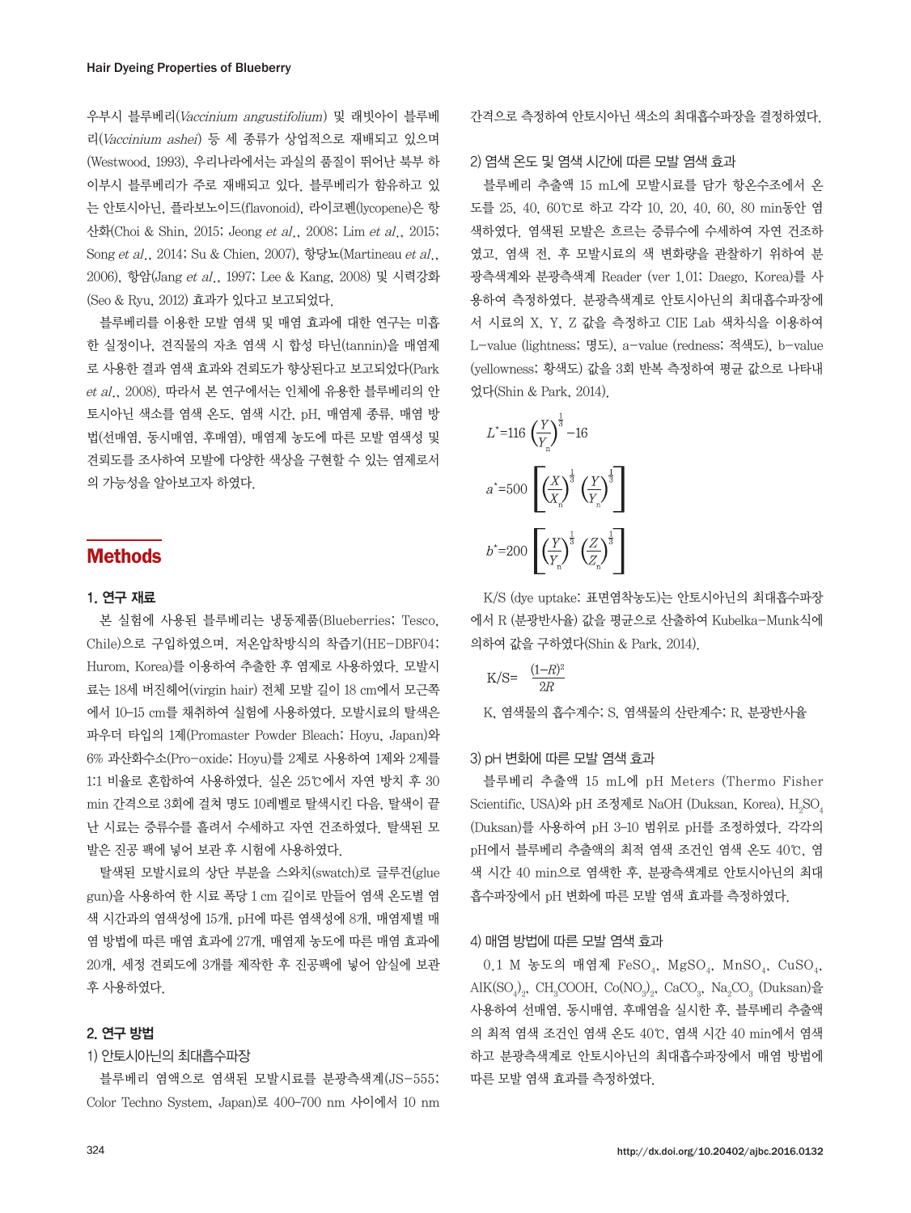우부시 블루베리(*Vaccinium angustifolium*) 및 래빗아이 블루베리(*Vaccinium ashei*) 등 세 종류가 상업적으로 재배되고 있으며(Westwood, 1993), 우리나라에서는 과실의 품질이 뛰어난 북부 하이부시 블루베리가 주로 재배되고 있다. 블루베리가 함유하고 있는 안토시아닌, 플라보노이드(flavonoid), 라이코펜(lycopene)은 항산화(Choi & Shin, 2015; Jeong *et al*., 2008; Lim *et al*., 2015; Song *et al*., 2014; Su & Chien, 2007), 항당뇨(Martineau *et al*., 2006), 항암(Jang *et al*., 1997; Lee & Kang, 2008) 및 시력강화(Seo & Ryu, 2012) 효과가 있다고 보고되었다.

블루베리를 이용한 모발 염색 및 매염 효과에 대한 연구는 미흡한 실정이나, 견직물의 자초 염색 시 합성 타닌(tannin)을 매염제로 사용한 결과 염색 효과와 견뢰도가 향상된다고 보고되었다(Park *et al*., 2008). 따라서 본 연구에서는 인체에 유용한 블루베리의 안토시아닌 색소를 염색 온도, 염색 시간, pH, 매염제 종류, 매염 방법(선매염, 동시매염, 후매염), 매염제 농도에 따른 모발 염색성 및 견뢰도를 조사하여 모발에 다양한 색상을 구현할 수 있는 염제로서의 가능성을 알아보고자 하였다.

## Methods

### 1. 연구 재료

본 실험에 사용된 블루베리는 냉동제품(Blueberries; Tesco, Chile)으로 구입하였으며, 저온압착방식의 착즙기(HE-DBF04; Hurom, Korea)를 이용하여 추출한 후 염제로 사용하였다. 모발시료는 18세 버진헤어(virgin hair) 전체 모발 길이 18 cm에서 모근쪽에서 10–15 cm를 채취하여 실험에 사용하였다. 모발시료의 탈색은 파우더 타입의 1제(Promaster Powder Bleach; Hoyu, Japan)와 6% 과산화수소(Pro-oxide; Hoyu)를 2제로 사용하여 1제와 2제를 1:1 비율로 혼합하여 사용하였다. 실온 25℃에서 자연 방치 후 30 min 간격으로 3회에 걸쳐 명도 10레벨로 탈색시킨 다음, 탈색이 끝난 시료는 증류수를 흘려서 수세하고 자연 건조하였다. 탈색된 모발은 진공 팩에 넣어 보관 후 시험에 사용하였다.

탈색된 모발시료의 상단 부분을 스와치(swatch)로 글루건(glue gun)을 사용하여 한 시료 폭당 1 cm 길이로 만들어 염색 온도별 염색 시간과의 염색성에 15개, pH에 따른 염색성에 8개, 매염제별 매염 방법에 따른 매염 효과에 27개, 매염제 농도에 따른 매염 효과에 20개, 세정 견뢰도에 3개를 제작한 후 진공팩에 넣어 암실에 보관 후 사용하였다.

### 2. 연구 방법

#### 1) 안토시아닌의 최대흡수파장

블루베리 염액으로 염색된 모발시료를 분광측색계(JS-555; Color Techno System, Japan)로 400–700 nm 사이에서 10 nm 간격으로 측정하여 안토시아닌 색소의 최대흡수파장을 결정하였다.

#### 2) 염색 온도 및 염색 시간에 따른 모발 염색 효과

블루베리 추출액 15 mL에 모발시료를 담가 항온수조에서 온도를 25, 40, 60℃로 하고 각각 10, 20, 40, 60, 80 min동안 염색하였다. 염색된 모발은 흐르는 증류수에 수세하여 자연 건조하였고, 염색 전, 후 모발시료의 색 변화량을 관찰하기 위하여 분광측색계와 분광측색계 Reader (ver 1.01; Daego, Korea)를 사용하여 측정하였다. 분광측색계로 안토시아닌의 최대흡수파장에서 시료의 X, Y, Z 값을 측정하고 CIE Lab 색차식을 이용하여 L-value (lightness; 명도), a-value (redness; 적색도), b-value (yellowness; 황색도) 값을 3회 반복 측정하여 평균 값으로 나타내었다(Shin & Park, 2014).

$$L^*=116\left(\frac{Y}{Y_n}\right)^{\frac{1}{3}}-16$$

$$a^*=500\left[\left(\frac{X}{X_n}\right)^{\frac{1}{3}}\left(\frac{Y}{Y_n}\right)^{\frac{1}{3}}\right]$$

$$b^*=200\left[\left(\frac{Y}{Y_n}\right)^{\frac{1}{3}}\left(\frac{Z}{Z_n}\right)^{\frac{1}{3}}\right]$$

K/S (dye uptake: 표면염착농도)는 안토시아닌의 최대흡수파장에서 R (분광반사율) 값을 평균으로 산출하여 Kubelka-Munk식에 의하여 값을 구하였다(Shin & Park, 2014).

$$K/S=\frac{(1-R)^2}{2R}$$

K, 염색물의 흡수계수; S, 염색물의 산란계수; R, 분광반사율

#### 3) pH 변화에 따른 모발 염색 효과

블루베리 추출액 15 mL에 pH Meters (Thermo Fisher Scientific, USA)와 pH 조정제로 NaOH (Duksan, Korea), $H_2SO_4$ (Duksan)를 사용하여 pH 3–10 범위로 pH를 조정하였다. 각각의 pH에서 블루베리 추출액의 최적 염색 조건인 염색 온도 40℃, 염색 시간 40 min으로 염색한 후, 분광측색계로 안토시아닌의 최대흡수파장에서 pH 변화에 따른 모발 염색 효과를 측정하였다.

#### 4) 매염 방법에 따른 모발 염색 효과

0.1 M 농도의 매염제 $FeSO_4$, $MgSO_4$, $MnSO_4$, $CuSO_4$, $AlK(SO_4)_2$, $CH_3COOH$, $Co(NO_3)_2$, $CaCO_3$, $Na_2CO_3$ (Duksan)을 사용하여 선매염, 동시매염, 후매염을 실시한 후, 블루베리 추출액의 최적 염색 조건인 염색 온도 40℃, 염색 시간 40 min에서 염색하고 분광측색계로 안토시아닌의 최대흡수파장에서 매염 방법에 따른 모발 염색 효과를 측정하였다.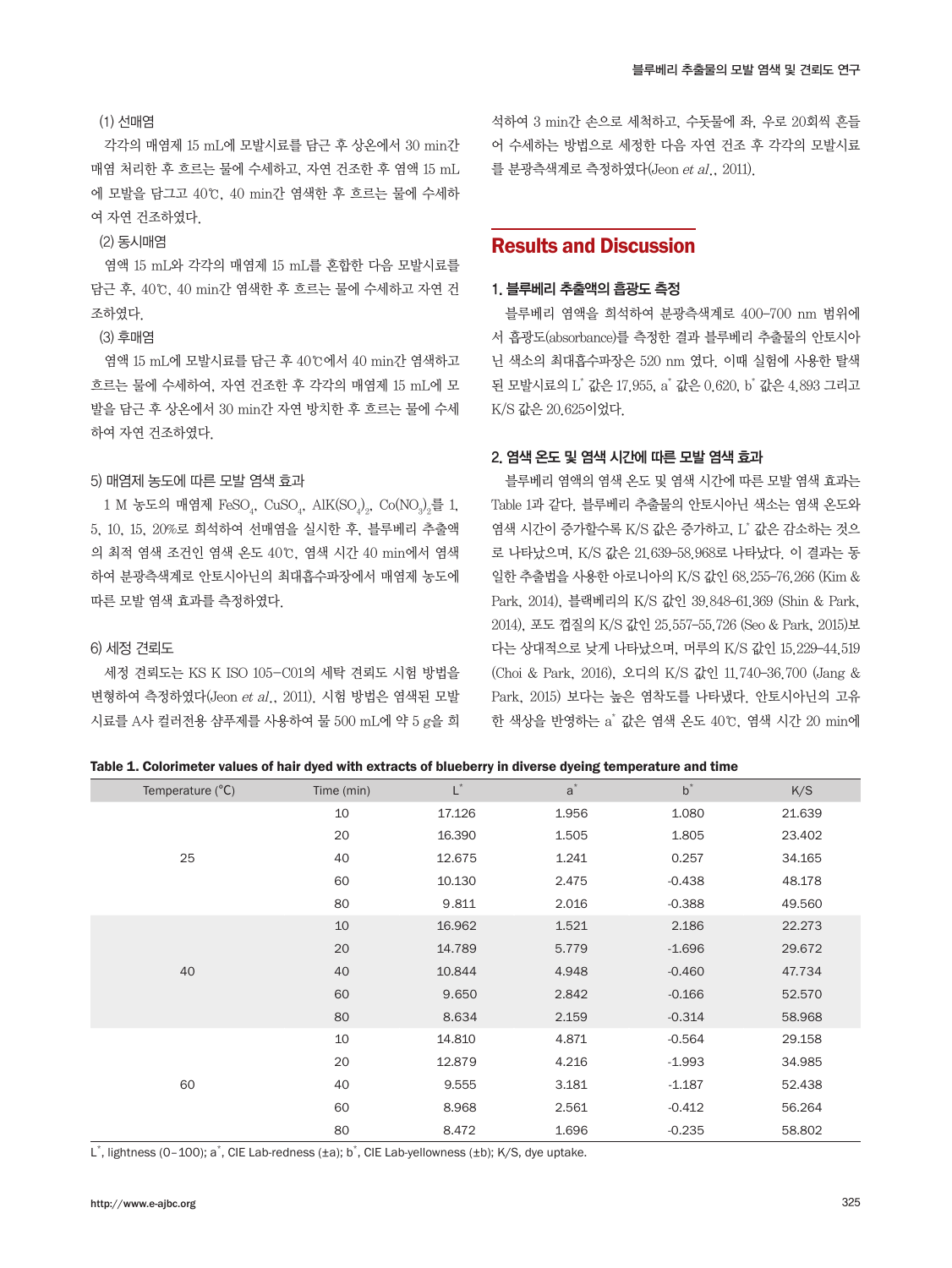(1) 선매염

각각의 매염제 15 mL에 모발시료를 담근 후 상온에서 30 min간 매염 처리한 후 흐르는 물에 수세하고, 자연 건조한 후 염액 15 mL에 모발을 담그고 40℃, 40 min간 염색한 후 흐르는 물에 수세하여 자연 건조하였다.

(2) 동시매염

염액 15 mL와 각각의 매염제 15 mL를 혼합한 다음 모발시료를 담근 후, 40℃, 40 min간 염색한 후 흐르는 물에 수세하고 자연 건조하였다.

(3) 후매염

염액 15 mL에 모발시료를 담근 후 40℃에서 40 min간 염색하고 흐르는 물에 수세하여, 자연 건조한 후 각각의 매염제 15 mL에 모발을 담근 후 상온에서 30 min간 자연 방치한 후 흐르는 물에 수세하여 자연 건조하였다.

5) 매염제 농도에 따른 모발 염색 효과

1 M 농도의 매염제 $FeSO_4$, $CuSO_4$, $AlK(SO_4)_2$, $Co(NO_3)_2$를 1, 5, 10, 15, 20%로 희석하여 선매염을 실시한 후, 블루베리 추출액의 최적 염색 조건인 염색 온도 40℃, 염색 시간 40 min에서 염색하여 분광측색계로 안토시아닌의 최대흡수파장에서 매염제 농도에 따른 모발 염색 효과를 측정하였다.

6) 세정 견뢰도

세정 견뢰도는 KS K ISO 105-C01의 세탁 견뢰도 시험 방법을 변형하여 측정하였다(Jeon *et al*., 2011). 시험 방법은 염색된 모발 시료를 A사 컬러전용 샴푸제를 사용하여 물 500 mL에 약 5 g을 희석하여 3 min간 손으로 세척하고, 수돗물에 좌, 우로 20회씩 흔들어 수세하는 방법으로 세정한 다음 자연 건조 후 각각의 모발시료를 분광측색계로 측정하였다(Jeon *et al*., 2011).

## Results and Discussion

### 1. 블루베리 추출액의 흡광도 측정

블루베리 염액을 희석하여 분광측색계로 400–700 nm 범위에서 흡광도(absorbance)를 측정한 결과 블루베리 추출물의 안토시아닌 색소의 최대흡수파장은 520 nm 였다. 이때 실험에 사용한 탈색된 모발시료의 $L^*$ 값은 17.955, $a^*$ 값은 0.620, $b^*$ 값은 4.893 그리고 K/S 값은 20.625이었다.

### 2. 염색 온도 및 염색 시간에 따른 모발 염색 효과

블루베리 염액의 염색 온도 및 염색 시간에 따른 모발 염색 효과는 Table 1과 같다. 블루베리 추출물의 안토시아닌 색소는 염색 온도와 염색 시간이 증가할수록 K/S 값은 증가하고, $L^*$ 값은 감소하는 것으로 나타났으며, K/S 값은 21.639–58.968로 나타났다. 이 결과는 동일한 추출법을 사용한 아로니아의 K/S 값인 68.255–76.266 (Kim & Park, 2014), 블랙베리의 K/S 값인 39.848–61.369 (Shin & Park, 2014), 포도 껍질의 K/S 값인 25.557–55.726 (Seo & Park, 2015)보다는 상대적으로 낮게 나타났으며, 머루의 K/S 값인 15.229–44.519 (Choi & Park, 2016), 오디의 K/S 값인 11.740–36.700 (Jang & Park, 2015) 보다는 높은 염착도를 나타냈다. 안토시아닌의 고유한 색상을 반영하는 $a^*$ 값은 염색 온도 40℃, 염색 시간 20 min에

**Table 1. Colorimeter values of hair dyed with extracts of blueberry in diverse dyeing temperature and time**

| Temperature (℃) | Time (min) | $L^*$ | $a^*$ | $b^*$ | K/S |
|---|---|---|---|---|---|
| 25 | 10 | 17.126 | 1.956 | 1.080 | 21.639 |
| | 20 | 16.390 | 1.505 | 1.805 | 23.402 |
| | 40 | 12.675 | 1.241 | 0.257 | 34.165 |
| | 60 | 10.130 | 2.475 | -0.438 | 48.178 |
| | 80 | 9.811 | 2.016 | -0.388 | 49.560 |
| 40 | 10 | 16.962 | 1.521 | 2.186 | 22.273 |
| | 20 | 14.789 | 5.779 | -1.696 | 29.672 |
| | 40 | 10.844 | 4.948 | -0.460 | 47.734 |
| | 60 | 9.650 | 2.842 | -0.166 | 52.570 |
| | 80 | 8.634 | 2.159 | -0.314 | 58.968 |
| 60 | 10 | 14.810 | 4.871 | -0.564 | 29.158 |
| | 20 | 12.879 | 4.216 | -1.993 | 34.985 |
| | 40 | 9.555 | 3.181 | -1.187 | 52.438 |
| | 60 | 8.968 | 2.561 | -0.412 | 56.264 |
| | 80 | 8.472 | 1.696 | -0.235 | 58.802 |

$L^*$, lightness (0–100); $a^*$, CIE Lab-redness (±a); $b^*$, CIE Lab-yellowness (±b); K/S, dye uptake.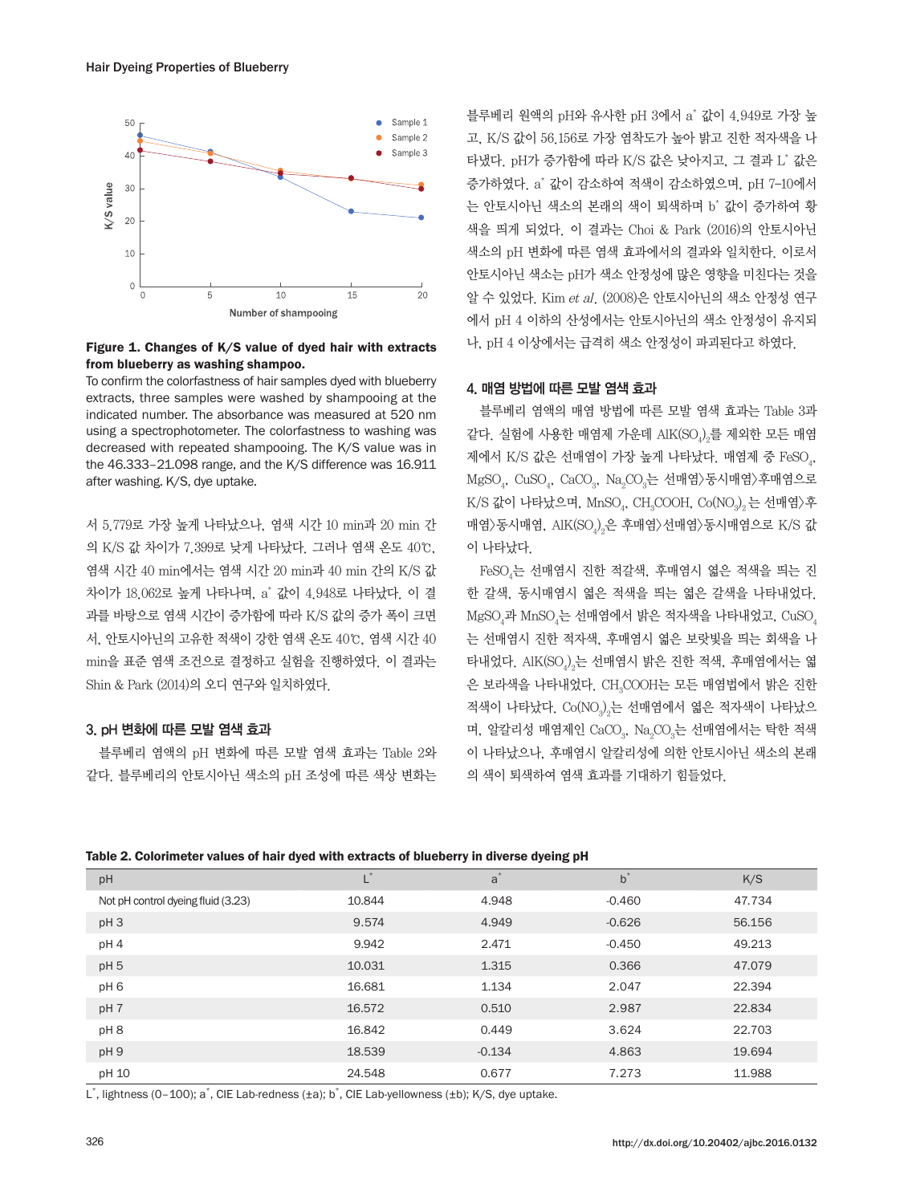**Figure 1. Changes of K/S value of dyed hair with extracts from blueberry as washing shampoo.**

To confirm the colorfastness of hair samples dyed with blueberry extracts, three samples were washed by shampooing at the indicated number. The absorbance was measured at 520 nm using a spectrophotometer. The colorfastness to washing was decreased with repeated shampooing. The K/S value was in the 46.333–21.098 range, and the K/S difference was 16.911 after washing. K/S, dye uptake.

서 5.779로 가장 높게 나타났으나, 염색 시간 10 min과 20 min 간의 K/S 값 차이가 7.399로 낮게 나타났다. 그러나 염색 온도 40℃, 염색 시간 40 min에서는 염색 시간 20 min과 40 min 간의 K/S 값 차이가 18.062로 높게 나타나며, $a^*$ 값이 4.948로 나타났다. 이 결과를 바탕으로 염색 시간이 증가함에 따라 K/S 값의 증가 폭이 크면서, 안토시아닌의 고유한 적색이 강한 염색 온도 40℃, 염색 시간 40 min을 표준 염색 조건으로 결정하고 실험을 진행하였다. 이 결과는 Shin & Park (2014)의 오디 연구와 일치하였다.

### 3. pH 변화에 따른 모발 염색 효과

블루베리 염액의 pH 변화에 따른 모발 염색 효과는 Table 2와 같다. 블루베리의 안토시아닌 색소의 pH 조성에 따른 색상 변화는 블루베리 원액의 pH와 유사한 pH 3에서 $a^*$ 값이 4.949로 가장 높고, K/S 값이 56.156로 가장 염착도가 높아 밝고 진한 적자색을 나타냈다. pH가 증가함에 따라 K/S 값은 낮아지고, 그 결과 $L^*$ 값은 증가하였다. $a^*$ 값이 감소하여 적색이 감소하였으며, pH 7–10에서는 안토시아닌 색소의 본래의 색이 퇴색하며 $b^*$ 값이 증가하여 황색을 띠게 되었다. 이 결과는 Choi & Park (2016)의 안토시아닌 색소의 pH 변화에 따른 염색 효과에서의 결과와 일치한다. 이로서 안토시아닌 색소는 pH가 색소 안정성에 많은 영향을 미친다는 것을 알 수 있었다. Kim *et al.* (2008)은 안토시아닌의 색소 안정성 연구에서 pH 4 이하의 산성에서는 안토시아닌의 색소 안정성이 유지되나, pH 4 이상에서는 급격히 색소 안정성이 파괴된다고 하였다.

### 4. 매염 방법에 따른 모발 염색 효과

블루베리 염액의 매염 방법에 따른 모발 염색 효과는 Table 3과 같다. 실험에 사용한 매염제 가운데 $AlK(SO_4)_2$를 제외한 모든 매염제에서 K/S 값은 선매염이 가장 높게 나타났다. 매염제 중 $FeSO_4$, $MgSO_4$, $CuSO_4$, $CaCO_3$, $Na_2CO_3$는 선매염>동시매염>후매염으로 K/S 값이 나타났으며, $MnSO_4$, $CH_3COOH$, $Co(NO_3)_2$는 선매염>후매염>동시매염, $AlK(SO_4)_2$은 후매염>선매염>동시매염으로 K/S 값이 나타났다.

$FeSO_4$는 선매염시 진한 적갈색, 후매염시 옅은 적색을 띠는 진한 갈색, 동시매염시 옅은 적색을 띠는 옅은 갈색을 나타내었다. $MgSO_4$과 $MnSO_4$는 선매염에서 밝은 적자색을 나타내었고, $CuSO_4$는 선매염시 진한 적자색, 후매염시 옅은 보랏빛을 띠는 회색을 나타내었다. $AlK(SO_4)_2$는 선매염시 밝은 진한 적색, 후매염에서는 옅은 보라색을 나타내었다. $CH_3COOH$는 모든 매염법에서 밝은 진한 적색이 나타났다. $Co(NO_3)_2$는 선매염에서 옅은 적자색이 나타났으며, 알칼리성 매염제인 $CaCO_3$, $Na_2CO_3$는 선매염에서는 탁한 적색이 나타났으나, 후매염시 알칼리성에 의한 안토시아닌 색소의 본래의 색이 퇴색하여 염색 효과를 기대하기 힘들었다.

**Table 2. Colorimeter values of hair dyed with extracts of blueberry in diverse dyeing pH**

| pH | $L^*$ | $a^*$ | $b^*$ | K/S |
|---|---|---|---|---|
| Not pH control dyeing fluid (3.23) | 10.844 | 4.948 | -0.460 | 47.734 |
| pH 3 | 9.574 | 4.949 | -0.626 | 56.156 |
| pH 4 | 9.942 | 2.471 | -0.450 | 49.213 |
| pH 5 | 10.031 | 1.315 | 0.366 | 47.079 |
| pH 6 | 16.681 | 1.134 | 2.047 | 22.394 |
| pH 7 | 16.572 | 0.510 | 2.987 | 22.834 |
| pH 8 | 16.842 | 0.449 | 3.624 | 22.703 |
| pH 9 | 18.539 | -0.134 | 4.863 | 19.694 |
| pH 10 | 24.548 | 0.677 | 7.273 | 11.988 |

$L^*$, lightness (0–100); $a^*$, CIE Lab-redness (±a); $b^*$, CIE Lab-yellowness (±b); K/S, dye uptake.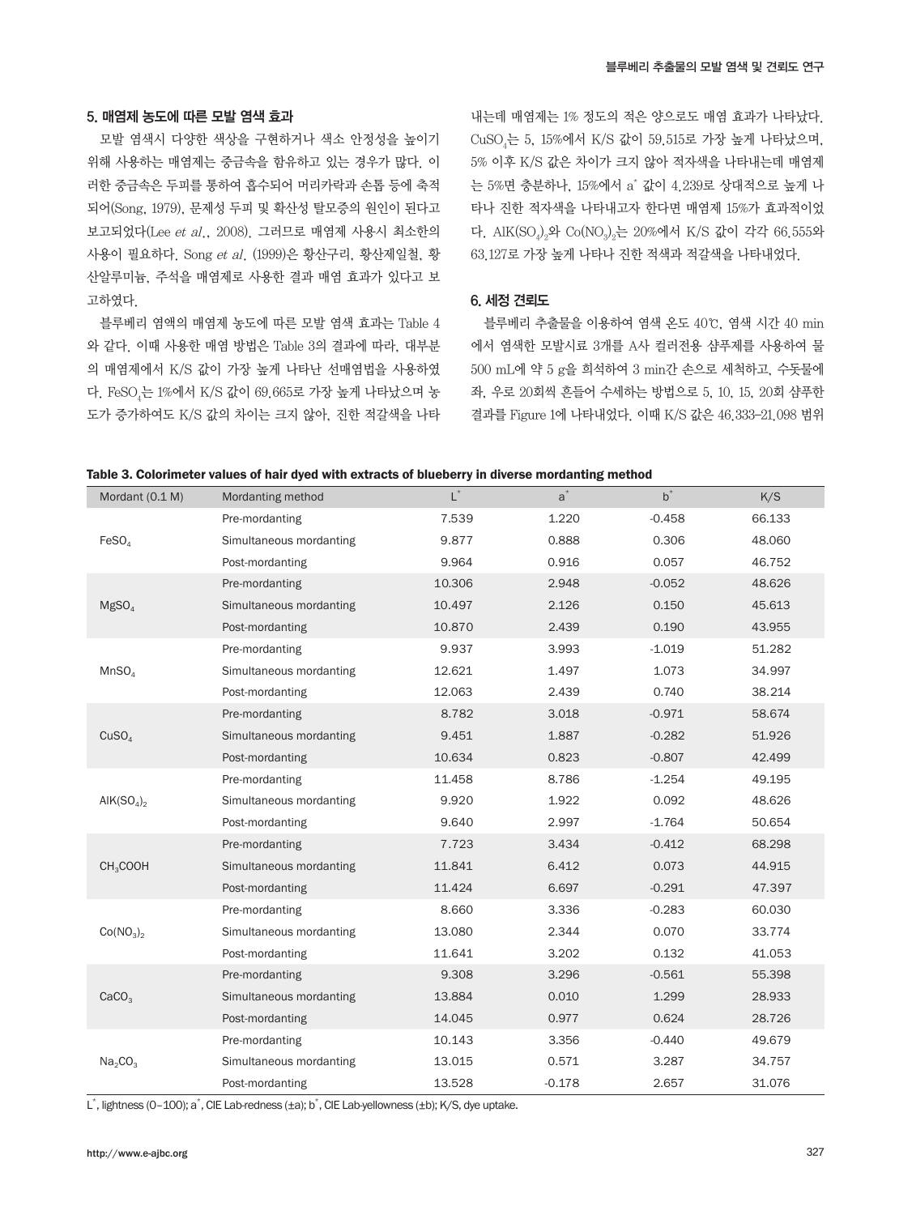## 5. 매염제 농도에 따른 모발 염색 효과

모발 염색시 다양한 색상을 구현하거나 색소 안정성을 높이기 위해 사용하는 매염제는 중금속을 함유하고 있는 경우가 많다. 이러한 중금속은 두피를 통하여 흡수되어 머리카락과 손톱 등에 축적되어(Song, 1979), 문제성 두피 및 확산성 탈모증의 원인이 된다고 보고되었다(Lee *et al*., 2008). 그러므로 매염제 사용시 최소한의 사용이 필요하다. Song *et al*. (1999)은 황산구리, 황산제일철, 황산알루미늄, 주석을 매염제로 사용한 결과 매염 효과가 있다고 보고하였다.

블루베리 염액의 매염제 농도에 따른 모발 염색 효과는 Table 4와 같다. 이때 사용한 매염 방법은 Table 3의 결과에 따라, 대부분의 매염제에서 K/S 값이 가장 높게 나타난 선매염법을 사용하였다. $FeSO_4$는 1%에서 K/S 값이 69.665로 가장 높게 나타났으며 농도가 증가하여도 K/S 값의 차이는 크지 않아, 진한 적갈색을 나타내는데 매염제는 1% 정도의 적은 양으로도 매염 효과가 나타났다. $CuSO_4$는 5, 15%에서 K/S 값이 59.515로 가장 높게 나타났으며, 5% 이후 K/S 값은 차이가 크지 않아 적자색을 나타내는데 매염제는 5%면 충분하나, 15%에서 $a^*$ 값이 4.239로 상대적으로 높게 나타나 진한 적자색을 나타내고자 한다면 매염제 15%가 효과적이었다. $AlK(SO_4)_2$와 $Co(NO_3)_2$는 20%에서 K/S 값이 각각 66.555와 63.127로 가장 높게 나타나 진한 적색과 적갈색을 나타내었다.

## 6. 세정 견뢰도

블루베리 추출물을 이용하여 염색 온도 40℃, 염색 시간 40 min에서 염색한 모발시료 3개를 A사 컬러전용 샴푸제를 사용하여 물 500 mL에 약 5 g을 희석하여 3 min간 손으로 세척하고, 수돗물에 좌, 우로 20회씩 흔들어 수세하는 방법으로 5, 10, 15, 20회 샴푸한 결과를 Figure 1에 나타내었다. 이때 K/S 값은 46.333–21.098 범위

**Table 3. Colorimeter values of hair dyed with extracts of blueberry in diverse mordanting method**

| Mordant (0.1 M) | Mordanting method | $L^*$ | $a^*$ | $b^*$ | K/S |
|---|---|---|---|---|---|
| $FeSO_4$ | Pre-mordanting | 7.539 | 1.220 | -0.458 | 66.133 |
| | Simultaneous mordanting | 9.877 | 0.888 | 0.306 | 48.060 |
| | Post-mordanting | 9.964 | 0.916 | 0.057 | 46.752 |
| $MgSO_4$ | Pre-mordanting | 10.306 | 2.948 | -0.052 | 48.626 |
| | Simultaneous mordanting | 10.497 | 2.126 | 0.150 | 45.613 |
| | Post-mordanting | 10.870 | 2.439 | 0.190 | 43.955 |
| $MnSO_4$ | Pre-mordanting | 9.937 | 3.993 | -1.019 | 51.282 |
| | Simultaneous mordanting | 12.621 | 1.497 | 1.073 | 34.997 |
| | Post-mordanting | 12.063 | 2.439 | 0.740 | 38.214 |
| $CuSO_4$ | Pre-mordanting | 8.782 | 3.018 | -0.971 | 58.674 |
| | Simultaneous mordanting | 9.451 | 1.887 | -0.282 | 51.926 |
| | Post-mordanting | 10.634 | 0.823 | -0.807 | 42.499 |
| $AlK(SO_4)_2$ | Pre-mordanting | 11.458 | 8.786 | -1.254 | 49.195 |
| | Simultaneous mordanting | 9.920 | 1.922 | 0.092 | 48.626 |
| | Post-mordanting | 9.640 | 2.997 | -1.764 | 50.654 |
| $CH_3COOH$ | Pre-mordanting | 7.723 | 3.434 | -0.412 | 68.298 |
| | Simultaneous mordanting | 11.841 | 6.412 | 0.073 | 44.915 |
| | Post-mordanting | 11.424 | 6.697 | -0.291 | 47.397 |
| $Co(NO_3)_2$ | Pre-mordanting | 8.660 | 3.336 | -0.283 | 60.030 |
| | Simultaneous mordanting | 13.080 | 2.344 | 0.070 | 33.774 |
| | Post-mordanting | 11.641 | 3.202 | 0.132 | 41.053 |
| $CaCO_3$ | Pre-mordanting | 9.308 | 3.296 | -0.561 | 55.398 |
| | Simultaneous mordanting | 13.884 | 0.010 | 1.299 | 28.933 |
| | Post-mordanting | 14.045 | 0.977 | 0.624 | 28.726 |
| $Na_2CO_3$ | Pre-mordanting | 10.143 | 3.356 | -0.440 | 49.679 |
| | Simultaneous mordanting | 13.015 | 0.571 | 3.287 | 34.757 |
| | Post-mordanting | 13.528 | -0.178 | 2.657 | 31.076 |

$L^*$, lightness (0–100); $a^*$, CIE Lab-redness (±a); $b^*$, CIE Lab-yellowness (±b); K/S, dye uptake.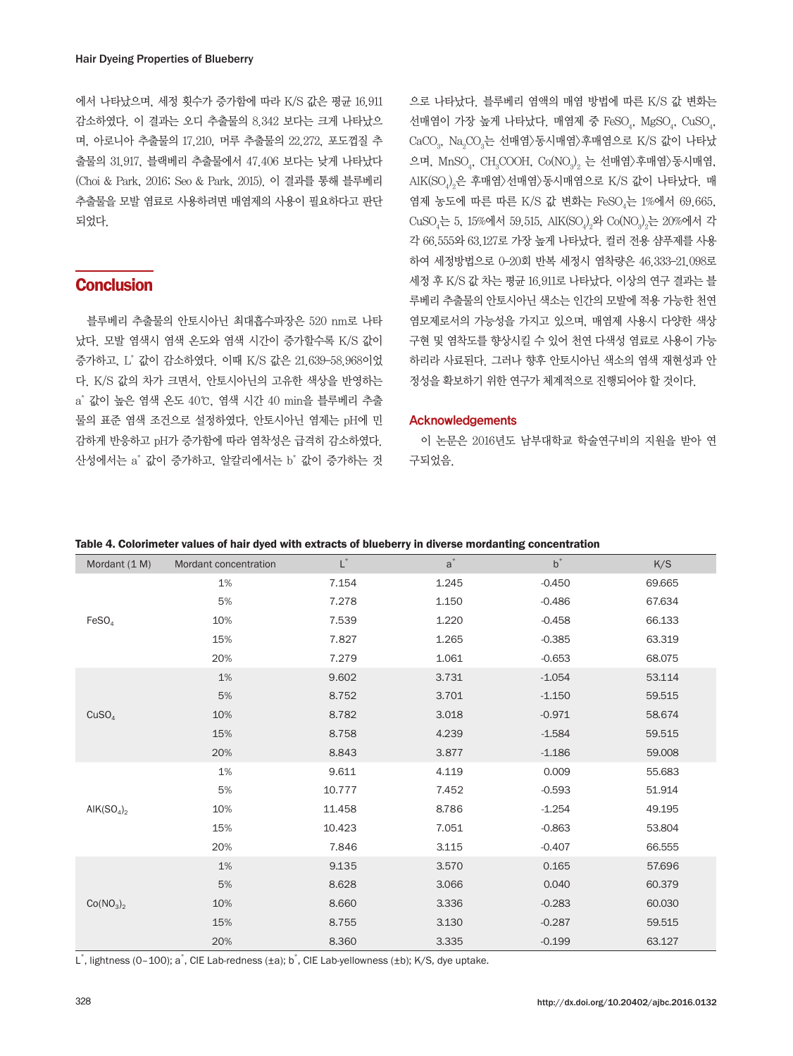에서 나타났으며, 세정 횟수가 증가함에 따라 K/S 값은 평균 16.911 감소하였다. 이 결과는 오디 추출물의 8.342 보다는 크게 나타났으며, 아로니아 추출물의 17.210, 머루 추출물의 22.272, 포도껍질 추출물의 31.917, 블랙베리 추출물에서 47.406 보다는 낮게 나타났다 (Choi & Park, 2016; Seo & Park, 2015). 이 결과를 통해 블루베리 추출물을 모발 염료로 사용하려면 매염제의 사용이 필요하다고 판단되었다.

## Conclusion

블루베리 추출물의 안토시아닌 최대흡수파장은 520 nm로 나타났다. 모발 염색시 염색 온도와 염색 시간이 증가할수록 K/S 값이 증가하고, $L^*$ 값이 감소하였다. 이때 K/S 값은 21.639–58.968이었다. K/S 값의 차가 크면서, 안토시아닌의 고유한 색상을 반영하는 $a^*$ 값이 높은 염색 온도 40℃, 염색 시간 40 min을 블루베리 추출물의 표준 염색 조건으로 설정하였다. 안토시아닌 염제는 pH에 민감하게 반응하고 pH가 증가함에 따라 염착성은 급격히 감소하였다. 산성에서는 $a^*$ 값이 증가하고, 알칼리에서는 $b^*$ 값이 증가하는 것으로 나타났다. 블루베리 염액의 매염 방법에 따른 K/S 값 변화는 선매염이 가장 높게 나타났다. 매염제 중 $FeSO_4$, $MgSO_4$, $CuSO_4$, $CaCO_3$, $Na_2CO_3$는 선매염>동시매염>후매염으로 K/S 값이 나타났으며, $MnSO_4$, $CH_3COOH$, $Co(NO_3)_2$ 는 선매염>후매염>동시매염, $AlK(SO_4)_2$은 후매염>선매염>동시매염으로 K/S 값이 나타났다. 매염제 농도에 따른 따른 K/S 값 변화는 $FeSO_4$는 1%에서 69.665, $CuSO_4$는 5, 15%에서 59.515, $AlK(SO_4)_2$와 $Co(NO_3)_2$는 20%에서 각각 66.555와 63.127로 가장 높게 나타났다. 컬러 전용 샴푸제를 사용하여 세정방법으로 0–20회 반복 세정시 염착량은 46.333–21.098로 세정 후 K/S 값 차는 평균 16.911로 나타났다. 이상의 연구 결과는 블루베리 추출물의 안토시아닌 색소는 인간의 모발에 적용 가능한 천연 염모제로서의 가능성을 가지고 있으며, 매염제 사용시 다양한 색상 구현 및 염착도를 향상시킬 수 있어 천연 다색성 염료로 사용이 가능하리라 사료된다. 그러나 향후 안토시아닌 색소의 염색 재현성과 안정성을 확보하기 위한 연구가 체계적으로 진행되어야 할 것이다.

### Acknowledgements

이 논문은 2016년도 남부대학교 학술연구비의 지원을 받아 연구되었음.

**Table 4. Colorimeter values of hair dyed with extracts of blueberry in diverse mordanting concentration**

| Mordant (1 M) | Mordant concentration | $L^*$ | $a^*$ | $b^*$ | K/S |
|---|---|---|---|---|---|
| $FeSO_4$ | 1% | 7.154 | 1.245 | -0.450 | 69.665 |
| | 5% | 7.278 | 1.150 | -0.486 | 67.634 |
| | 10% | 7.539 | 1.220 | -0.458 | 66.133 |
| | 15% | 7.827 | 1.265 | -0.385 | 63.319 |
| | 20% | 7.279 | 1.061 | -0.653 | 68.075 |
| $CuSO_4$ | 1% | 9.602 | 3.731 | -1.054 | 53.114 |
| | 5% | 8.752 | 3.701 | -1.150 | 59.515 |
| | 10% | 8.782 | 3.018 | -0.971 | 58.674 |
| | 15% | 8.758 | 4.239 | -1.584 | 59.515 |
| | 20% | 8.843 | 3.877 | -1.186 | 59.008 |
| $AlK(SO_4)_2$ | 1% | 9.611 | 4.119 | 0.009 | 55.683 |
| | 5% | 10.777 | 7.452 | -0.593 | 51.914 |
| | 10% | 11.458 | 8.786 | -1.254 | 49.195 |
| | 15% | 10.423 | 7.051 | -0.863 | 53.804 |
| | 20% | 7.846 | 3.115 | -0.407 | 66.555 |
| $Co(NO_3)_2$ | 1% | 9.135 | 3.570 | 0.165 | 57.696 |
| | 5% | 8.628 | 3.066 | 0.040 | 60.379 |
| | 10% | 8.660 | 3.336 | -0.283 | 60.030 |
| | 15% | 8.755 | 3.130 | -0.287 | 59.515 |
| | 20% | 8.360 | 3.335 | -0.199 | 63.127 |

$L^*$, lightness (0–100); $a^*$, CIE Lab-redness (±a); $b^*$, CIE Lab-yellowness (±b); K/S, dye uptake.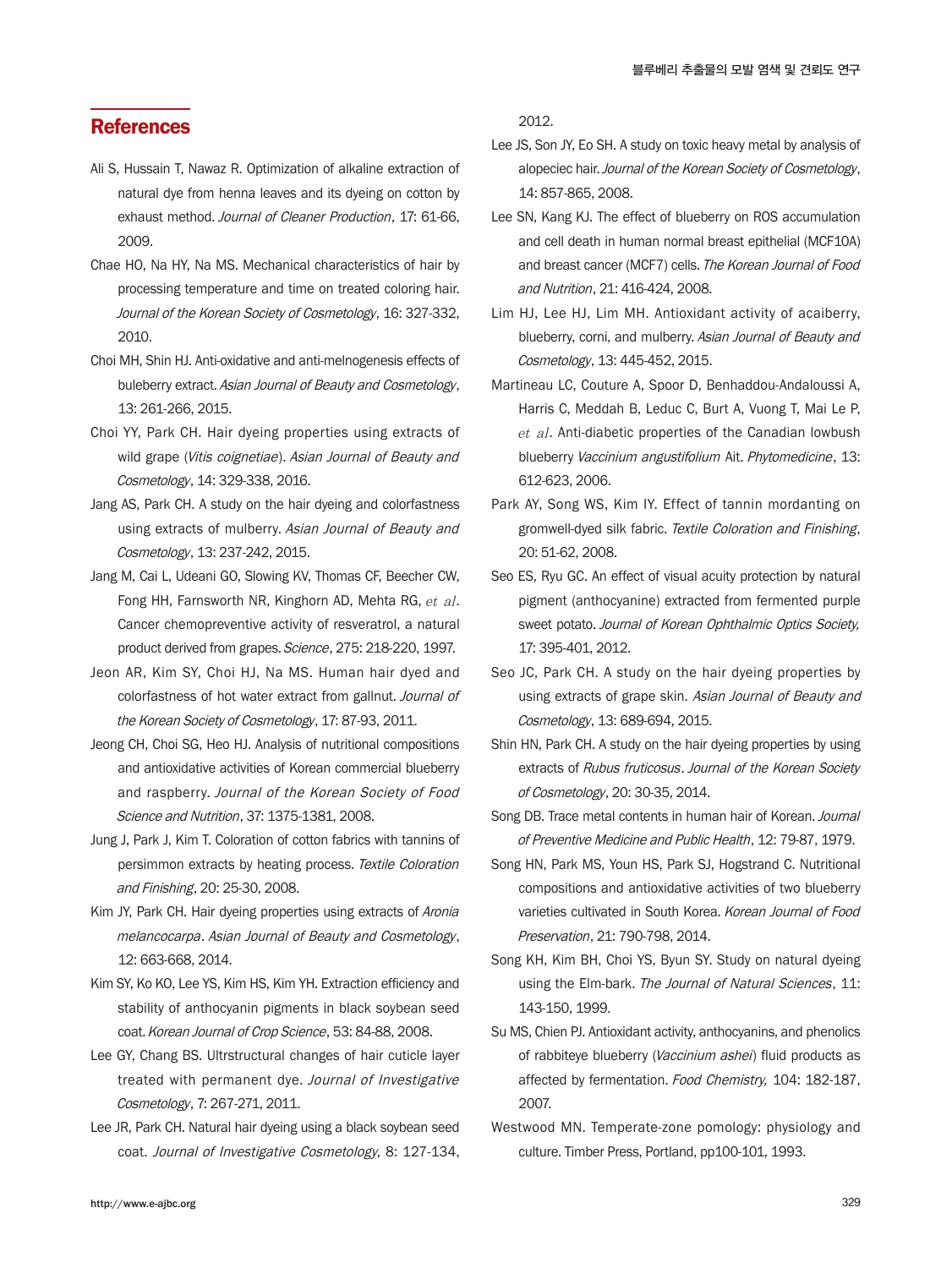## References

Ali S, Hussain T, Nawaz R. Optimization of alkaline extraction of natural dye from henna leaves and its dyeing on cotton by exhaust method. *Journal of Cleaner Production*, 17: 61-66, 2009.

Chae HO, Na HY, Na MS. Mechanical characteristics of hair by processing temperature and time on treated coloring hair. *Journal of the Korean Society of Cosmetology*, 16: 327-332, 2010.

Choi MH, Shin HJ. Anti-oxidative and anti-melnogenesis effects of buleberry extract. *Asian Journal of Beauty and Cosmetology*, 13: 261-266, 2015.

Choi YY, Park CH. Hair dyeing properties using extracts of wild grape (*Vitis coignetiae*). *Asian Journal of Beauty and Cosmetology*, 14: 329-338, 2016.

Jang AS, Park CH. A study on the hair dyeing and colorfastness using extracts of mulberry. *Asian Journal of Beauty and Cosmetology*, 13: 237-242, 2015.

Jang M, Cai L, Udeani GO, Slowing KV, Thomas CF, Beecher CW, Fong HH, Farnsworth NR, Kinghorn AD, Mehta RG, *et al*. Cancer chemopreventive activity of resveratrol, a natural product derived from grapes. *Science*, 275: 218-220, 1997.

Jeon AR, Kim SY, Choi HJ, Na MS. Human hair dyed and colorfastness of hot water extract from gallnut. *Journal of the Korean Society of Cosmetology*, 17: 87-93, 2011.

Jeong CH, Choi SG, Heo HJ. Analysis of nutritional compositions and antioxidative activities of Korean commercial blueberry and raspberry. *Journal of the Korean Society of Food Science and Nutrition*, 37: 1375-1381, 2008.

Jung J, Park J, Kim T. Coloration of cotton fabrics with tannins of persimmon extracts by heating process. *Textile Coloration and Finishing*, 20: 25-30, 2008.

Kim JY, Park CH. Hair dyeing properties using extracts of *Aronia melancocarpa*. *Asian Journal of Beauty and Cosmetology*, 12: 663-668, 2014.

Kim SY, Ko KO, Lee YS, Kim HS, Kim YH. Extraction efficiency and stability of anthocyanin pigments in black soybean seed coat. *Korean Journal of Crop Science*, 53: 84-88, 2008.

Lee GY, Chang BS. Ultrstructural changes of hair cuticle layer treated with permanent dye. *Journal of Investigative Cosmetology*, 7: 267-271, 2011.

Lee JR, Park CH. Natural hair dyeing using a black soybean seed coat. *Journal of Investigative Cosmetology*, 8: 127-134, 2012.

Lee JS, Son JY, Eo SH. A study on toxic heavy metal by analysis of alopeciec hair. *Journal of the Korean Society of Cosmetology*, 14: 857-865, 2008.

Lee SN, Kang KJ. The effect of blueberry on ROS accumulation and cell death in human normal breast epithelial (MCF10A) and breast cancer (MCF7) cells. *The Korean Journal of Food and Nutrition*, 21: 416-424, 2008.

Lim HJ, Lee HJ, Lim MH. Antioxidant activity of acaiberry, blueberry, corni, and mulberry. *Asian Journal of Beauty and Cosmetology*, 13: 445-452, 2015.

Martineau LC, Couture A, Spoor D, Benhaddou-Andaloussi A, Harris C, Meddah B, Leduc C, Burt A, Vuong T, Mai Le P, *et al*. Anti-diabetic properties of the Canadian lowbush blueberry *Vaccinium angustifolium* Ait. *Phytomedicine*, 13: 612-623, 2006.

Park AY, Song WS, Kim IY. Effect of tannin mordanting on gromwell-dyed silk fabric. *Textile Coloration and Finishing*, 20: 51-62, 2008.

Seo ES, Ryu GC. An effect of visual acuity protection by natural pigment (anthocyanine) extracted from fermented purple sweet potato. *Journal of Korean Ophthalmic Optics Society,* 17: 395-401, 2012.

Seo JC, Park CH. A study on the hair dyeing properties by using extracts of grape skin. *Asian Journal of Beauty and Cosmetology*, 13: 689-694, 2015.

Shin HN, Park CH. A study on the hair dyeing properties by using extracts of *Rubus fruticosus*. *Journal of the Korean Society of Cosmetology*, 20: 30-35, 2014.

Song DB. Trace metal contents in human hair of Korean. *Journal of Preventive Medicine and Public Health*, 12: 79-87, 1979.

Song HN, Park MS, Youn HS, Park SJ, Hogstrand C. Nutritional compositions and antioxidative activities of two blueberry varieties cultivated in South Korea. *Korean Journal of Food Preservation*, 21: 790-798, 2014.

Song KH, Kim BH, Choi YS, Byun SY. Study on natural dyeing using the Elm-bark. *The Journal of Natural Sciences*, 11: 143-150, 1999.

Su MS, Chien PJ. Antioxidant activity, anthocyanins, and phenolics of rabbiteye blueberry (*Vaccinium ashei*) fluid products as affected by fermentation. *Food Chemistry,* 104: 182-187, 2007.

Westwood MN. Temperate-zone pomology: physiology and culture. Timber Press, Portland, pp100-101, 1993.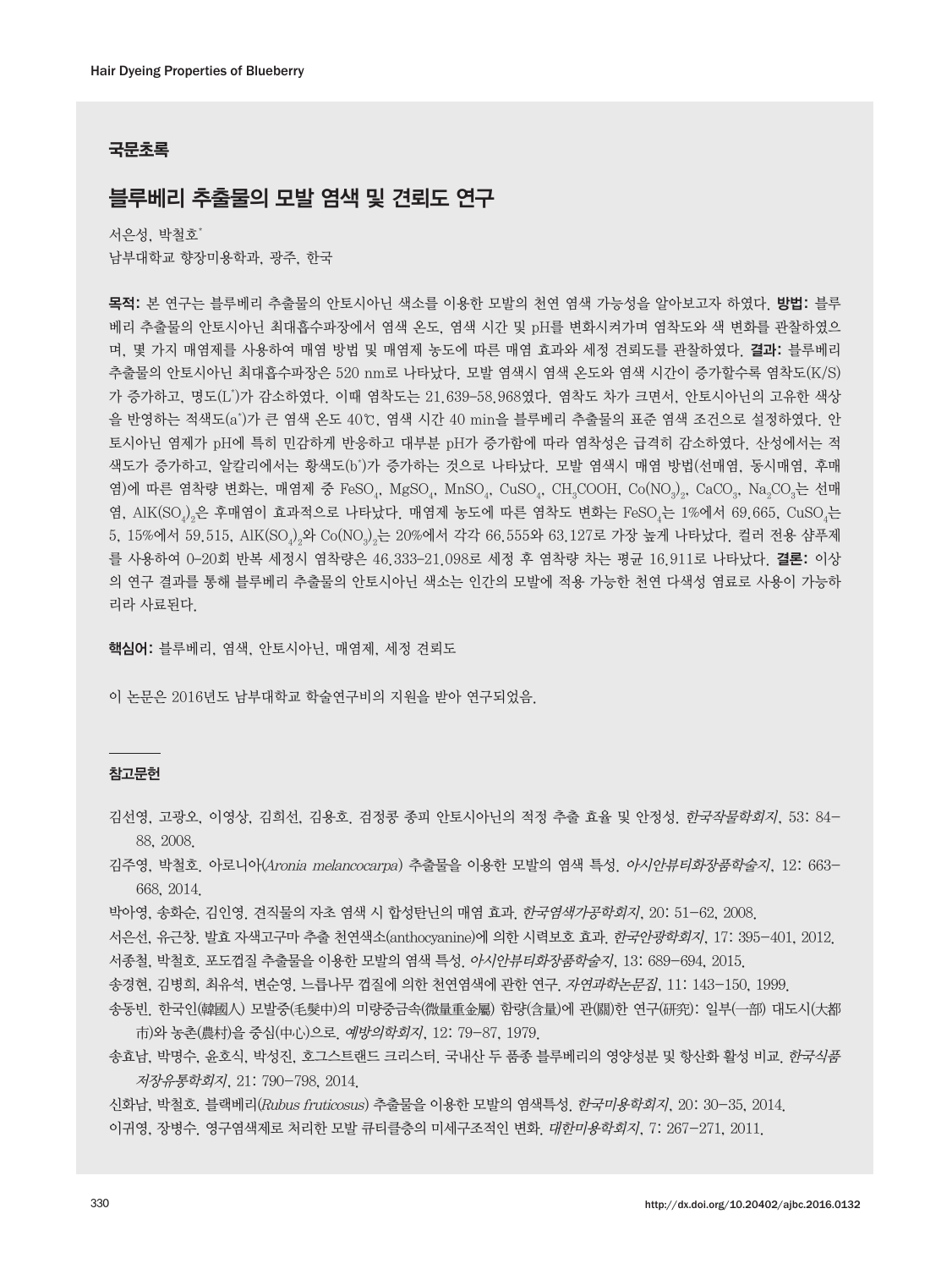## 국문초록

# 블루베리 추출물의 모발 염색 및 견뢰도 연구

서은성, 박철호[*]

남부대학교 향장미용학과, 광주, 한국

**목적:** 본 연구는 블루베리 추출물의 안토시아닌 색소를 이용한 모발의 천연 염색 가능성을 알아보고자 하였다. **방법:** 블루베리 추출물의 안토시아닌 최대흡수파장에서 염색 온도, 염색 시간 및 pH를 변화시켜가며 염착도와 색 변화를 관찰하였으며, 몇 가지 매염제를 사용하여 매염 방법 및 매염제 농도에 따른 매염 효과와 세정 견뢰도를 관찰하였다. **결과:** 블루베리 추출물의 안토시아닌 최대흡수파장은 520 nm로 나타났다. 모발 염색시 염색 온도와 염색 시간이 증가할수록 염착도(K/S)가 증가하고, 명도($L^*$)가 감소하였다. 이때 염착도는 21.639-58.968였다. 염착도 차가 크면서, 안토시아닌의 고유한 색상을 반영하는 적색도($a^*$)가 큰 염색 온도 40℃, 염색 시간 40 min을 블루베리 추출물의 표준 염색 조건으로 설정하였다. 안토시아닌 염색제가 pH에 특히 민감하게 반응하고 대부분 pH가 증가함에 따라 염착성은 급격히 감소하였다. 산성에서는 적색도가 증가하고, 알칼리에서는 황색도($b^*$)가 증가하는 것으로 나타났다. 모발 염색시 매염 방법(선매염, 동시매염, 후매염)에 따른 염착량 변화는, 매염제 중 $FeSO_4$, $MgSO_4$, $MnSO_4$, $CuSO_4$, $CH_3COOH$, $Co(NO_3)_2$, $CaCO_3$, $Na_2CO_3$는 선매염, $AlK(SO_4)_2$은 후매염이 효과적으로 나타났다. 매염제 농도에 따른 염착도 변화는 $FeSO_4$는 1%에서 69.665, $CuSO_4$는 5, 15%에서 59.515, $AlK(SO_4)_2$와 $Co(NO_3)_2$는 20%에서 각각 66.555와 63.127로 가장 높게 나타났다. 컬러 전용 샴푸제를 사용하여 0-20회 반복 세정시 염착량은 46.333-21.098로 세정 후 염착량 차는 평균 16.911로 나타났다. **결론:** 이상의 연구 결과를 통해 블루베리 추출물의 안토시아닌 색소는 인간의 모발에 적용 가능한 천연 다색성 염료로 사용이 가능하리라 사료된다.

**핵심어:** 블루베리, 염색, 안토시아닌, 매염제, 세정 견뢰도

이 논문은 2016년도 남부대학교 학술연구비의 지원을 받아 연구되었음.

## 참고문헌

김선영, 고광오, 이영상, 김희선, 김용호. 검정콩 종피 안토시아닌의 적정 추출 효율 및 안정성. *한국작물학회지*, 53: 84-88, 2008.

김주영, 박철호. 아로니아(*Aronia melancocarpa*) 추출물을 이용한 모발의 염색 특성. *아시안뷰티화장품학술지*, 12: 663-668, 2014.

박아영, 송화순, 김인영. 견직물의 자초 염색 시 합성탄닌의 매염 효과. *한국염색가공학회지*, 20: 51-62, 2008.

서은선, 유근창. 발효 자색고구마 추출 천연색소(anthocyanine)에 의한 시력보호 효과. *한국안광학회지*, 17: 395-401, 2012.

서종철, 박철호. 포도껍질 추출물을 이용한 모발의 염색 특성. *아시안뷰티화장품학술지*, 13: 689-694, 2015.

송경현, 김병희, 최유석, 변순영. 느릅나무 껍질에 의한 천연염색에 관한 연구. *자연과학논문집*, 11: 143-150, 1999.

송동빈. 한국인(韓國人) 모발중(毛髮中)의 미량중금속(微量重金屬) 함량(含量)에 관(關)한 연구(硏究): 일부(一部) 대도시(大都市)와 농촌(農村)을 중심(中心)으로. *예방의학회지*, 12: 79-87, 1979.

송효남, 박명수, 윤호식, 박성진, 호그스트랜드 크리스터. 국내산 두 품종 블루베리의 영양성분 및 항산화 활성 비교. *한국식품저장유통학회지*, 21: 790-798, 2014.

신화남, 박철호. 블랙베리(*Rubus fruticosus*) 추출물을 이용한 모발의 염색특성. *한국미용학회지*, 20: 30-35, 2014.

이귀영, 장병수. 영구염색제로 처리한 모발 큐티클층의 미세구조적인 변화. *대한미용학회지*, 7: 267-271, 2011.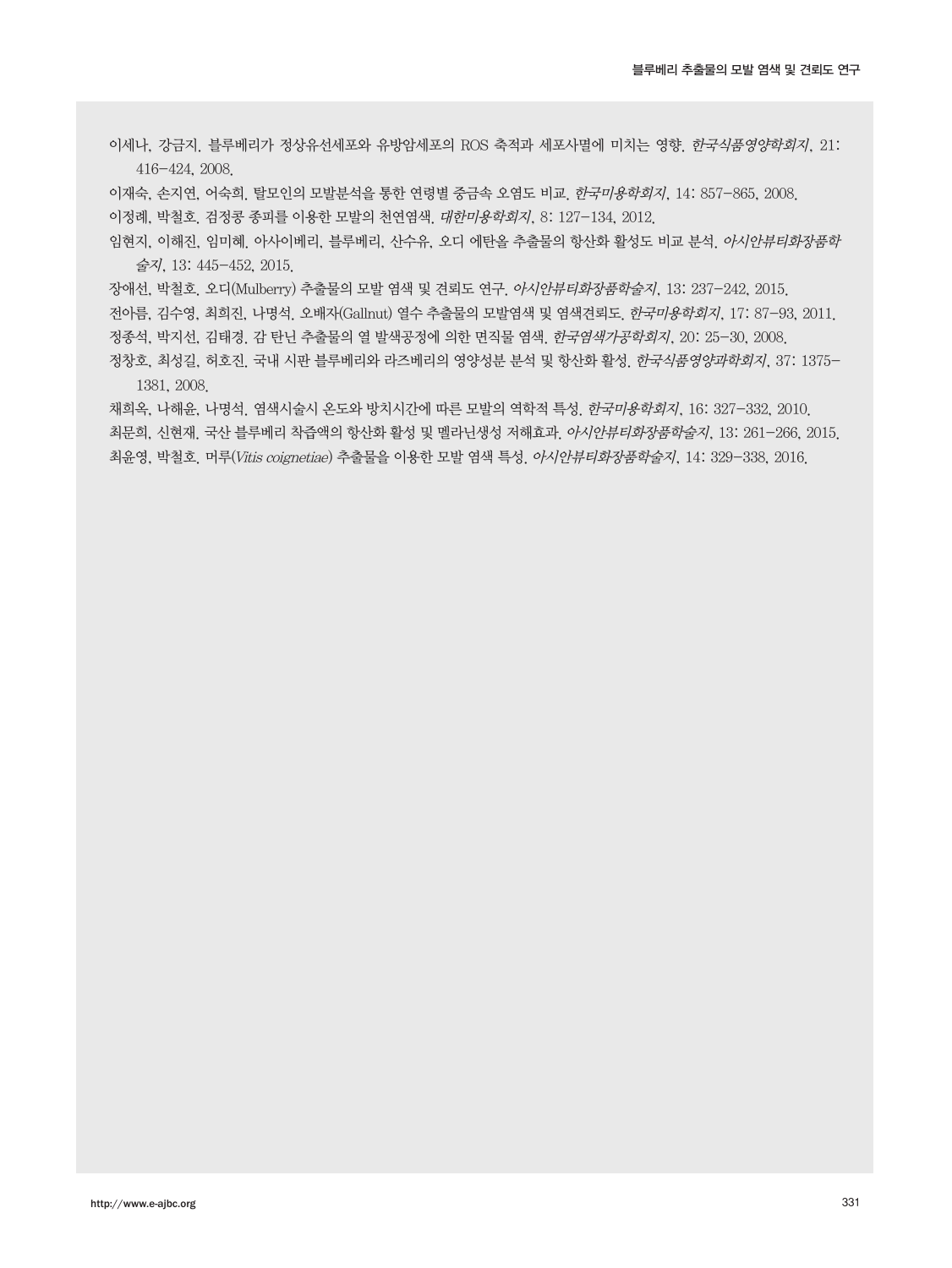이세나, 강금지. 블루베리가 정상유선세포와 유방암세포의 ROS 축적과 세포사멸에 미치는 영향. *한국식품영양학회지*, 21: 416-424, 2008.

이재숙, 손지연, 어숙희. 탈모인의 모발분석을 통한 연령별 중금속 오염도 비교. *한국미용학회지*, 14: 857-865, 2008.

이정례, 박철호. 검정콩 종피를 이용한 모발의 천연염색. *대한미용학회지*, 8: 127-134, 2012.

임현지, 이해진, 임미혜. 아사이베리, 블루베리, 산수유, 오디 에탄올 추출물의 항산화 활성도 비교 분석. *아시안뷰티화장품학술지*, 13: 445-452, 2015.

장애선, 박철호. 오디(Mulberry) 추출물의 모발 염색 및 견뢰도 연구. *아시안뷰티화장품학술지*, 13: 237-242, 2015.

전아름, 김수영, 최희진, 나명석. 오배자(Gallnut) 열수 추출물의 모발염색 및 염색견뢰도. *한국미용학회지*, 17: 87-93, 2011.

정종석, 박지선, 김태경. 감 탄닌 추출물의 열 발색공정에 의한 면직물 염색. *한국염색가공학회지*, 20: 25-30, 2008.

정창호, 최성길, 허호진. 국내 시판 블루베리와 라즈베리의 영양성분 분석 및 항산화 활성. *한국식품영양과학회지*, 37: 1375-1381, 2008.

채희옥, 나해윤, 나명석. 염색시술시 온도와 방치시간에 따른 모발의 역학적 특성. *한국미용학회지*, 16: 327-332, 2010.

최문희, 신현재. 국산 블루베리 착즙액의 항산화 활성 및 멜라닌생성 저해효과. *아시안뷰티화장품학술지*, 13: 261-266, 2015.

최윤영, 박철호. 머루(*Vitis coignetiae*) 추출물을 이용한 모발 염색 특성. *아시안뷰티화장품학술지*, 14: 329-338, 2016.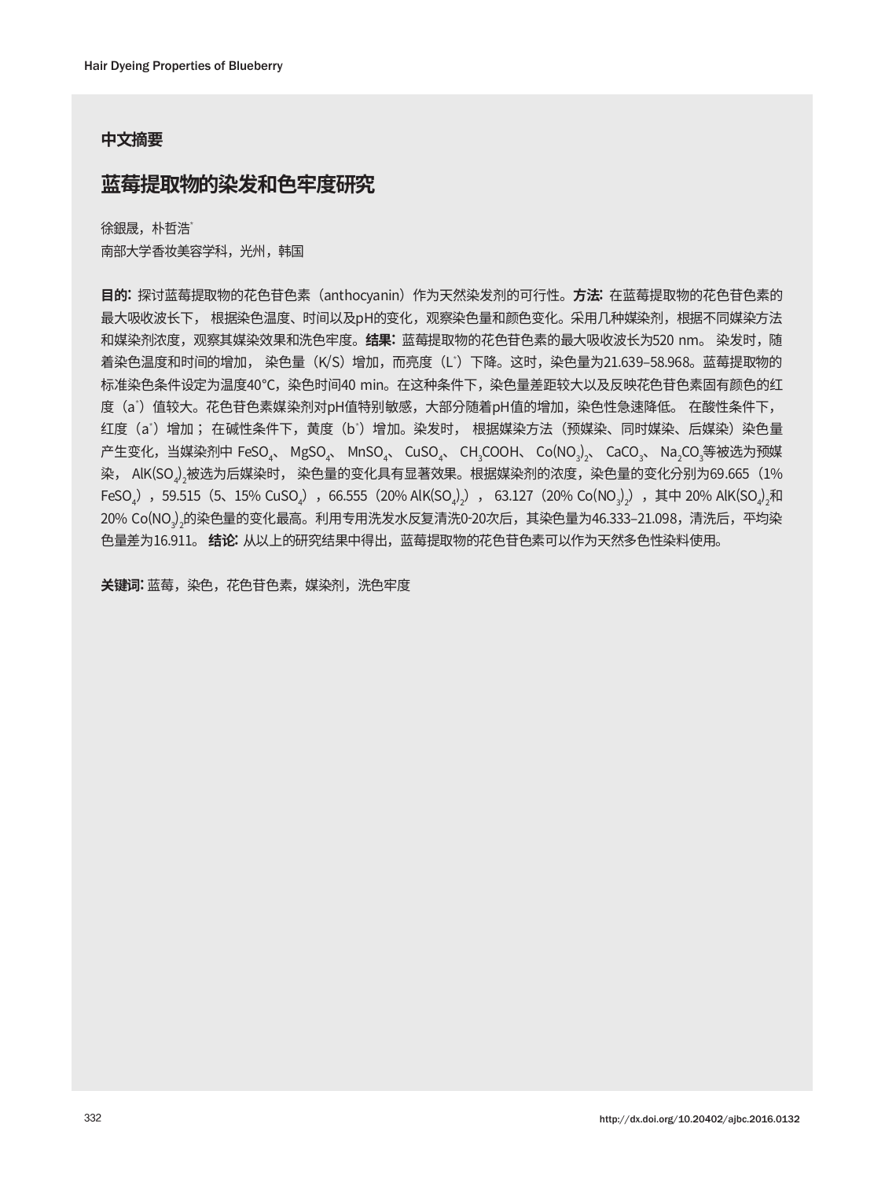## 中文摘要

# 蓝莓提取物的染发和色牢度研究

徐銀晟，朴哲浩*

南部大学香妆美容学科，光州，韩国

**目的:** 探讨蓝莓提取物的花色苷色素（anthocyanin）作为天然染发剂的可行性。**方法:** 在蓝莓提取物的花色苷色素的最大吸收波长下，根据染色温度、时间以及pH的变化，观察染色量和颜色变化。采用几种媒染剂，根据不同媒染方法和媒染剂浓度，观察其媒染效果和洗色牢度。**结果:** 蓝莓提取物的花色苷色素的最大吸收波长为520 nm。 染发时，随着染色温度和时间的增加， 染色量（K/S）增加，而亮度（$L^*$）下降。这时，染色量为21.639–58.968。蓝莓提取物的标准染色条件设定为温度40°C，染色时间40 min。在这种条件下，染色量差距较大以及反映花色苷色素固有颜色的红度（$a^*$）值较大。花色苷色素媒染剂对pH值特别敏感，大部分随着pH值的增加，染色性急速降低。 在酸性条件下，红度（$a^*$）增加；在碱性条件下，黄度（$b^*$）增加。染发时， 根据媒染方法（预媒染、同时媒染、后媒染）染色量产生变化，当媒染剂中 $FeSO_4$、 $MgSO_4$、 $MnSO_4$、 $CuSO_4$、 $CH_3COOH$、 $Co(NO_3)_2$、 $CaCO_3$、 $Na_2CO_3$等被选为预媒染， $AlK(SO_4)_2$被选为后媒染时， 染色量的变化具有显著效果。根据媒染剂的浓度，染色量的变化分别为69.665（1% $FeSO_4$），59.515（5、15% $CuSO_4$），66.555（20% $AlK(SO_4)_2$）， 63.127（20% $Co(NO_3)_2$），其中 20% $AlK(SO_4)_2$和20% $Co(NO_3)_2$的染色量的变化最高。利用专用洗发水反复清洗0-20次后，其染色量为46.333–21.098，清洗后，平均染色量差为16.911。 **结论:** 从以上的研究结果中得出，蓝莓提取物的花色苷色素可以作为天然多色性染料使用。

**关键词:** 蓝莓，染色，花色苷色素，媒染剂，洗色牢度